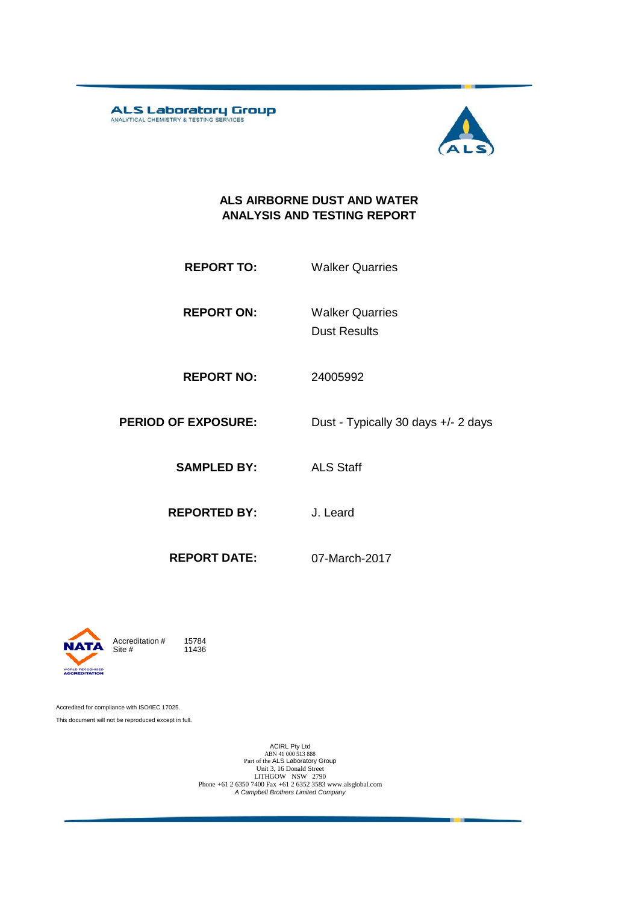ALS Laboratory Group
ANALYTICAL CHEMISTRY & TESTING SERVICES

# ALS AIRBORNE DUST AND WATER ANALYSIS AND TESTING REPORT

| | |
|---|---|
| **REPORT TO:** | Walker Quarries |
| **REPORT ON:** | Walker Quarries<br>Dust Results |
| **REPORT NO:** | 24005992 |
| **PERIOD OF EXPOSURE:** | Dust - Typically 30 days +/- 2 days |
| **SAMPLED BY:** | ALS Staff |
| **REPORTED BY:** | J. Leard |
| **REPORT DATE:** | 07-March-2017 |

NATA

Accreditation # 15784
Site # 11436

Accredited for compliance with ISO/IEC 17025.

This document will not be reproduced except in full.

ACIRL Pty Ltd
ABN 41 000 513 888
Part of the ALS Laboratory Group
Unit 3, 16 Donald Street
LITHGOW NSW 2790
Phone +61 2 6350 7400 Fax +61 2 6352 3583 www.alsglobal.com
*A Campbell Brothers Limited Company*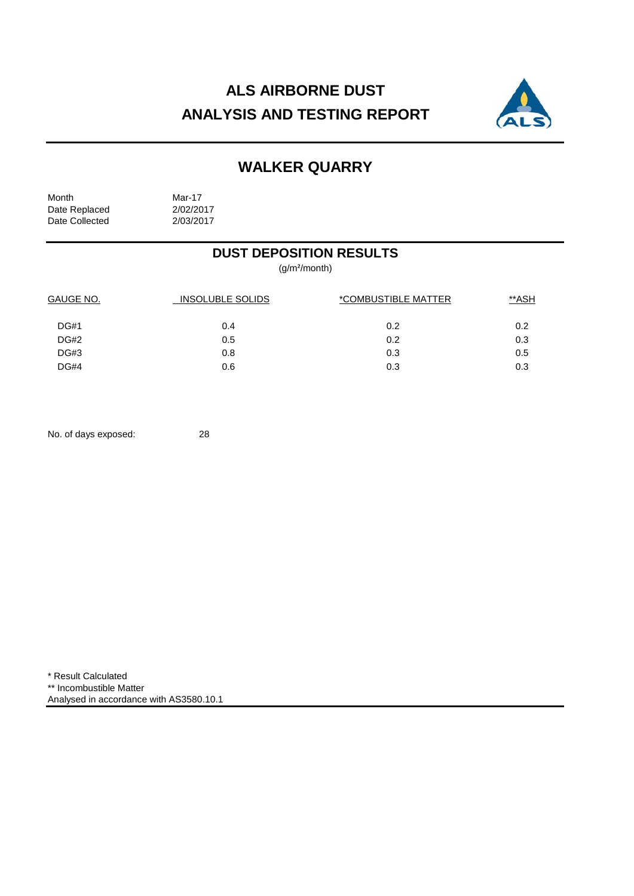# ALS AIRBORNE DUST
# ANALYSIS AND TESTING REPORT

## WALKER QUARRY

| | |
|---|---|
| Month | Mar-17 |
| Date Replaced | 2/02/2017 |
| Date Collected | 2/03/2017 |

## DUST DEPOSITION RESULTS

(g/m²/month)

| GAUGE NO. | INSOLUBLE SOLIDS | *COMBUSTIBLE MATTER | **ASH |
|---|---|---|---|
| DG#1 | 0.4 | 0.2 | 0.2 |
| DG#2 | 0.5 | 0.2 | 0.3 |
| DG#3 | 0.8 | 0.3 | 0.5 |
| DG#4 | 0.6 | 0.3 | 0.3 |

No. of days exposed: 28

* Result Calculated
** Incombustible Matter
Analysed in accordance with AS3580.10.1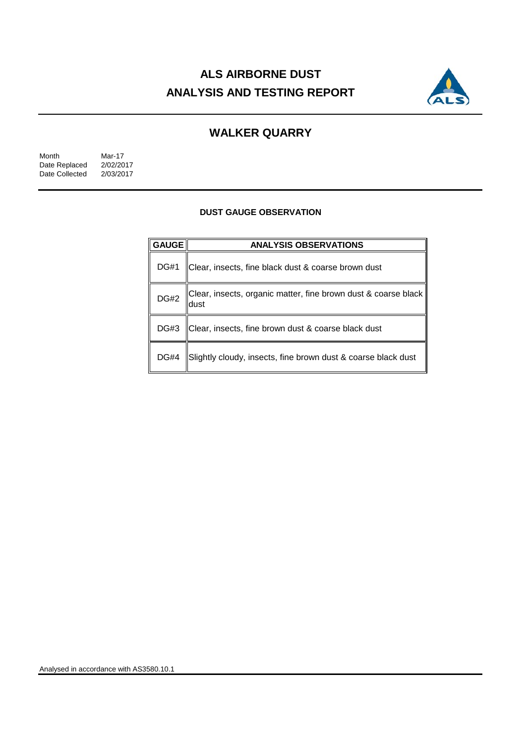# ALS AIRBORNE DUST ANALYSIS AND TESTING REPORT

## WALKER QUARRY

Month Mar-17
Date Replaced 2/02/2017
Date Collected 2/03/2017

### DUST GAUGE OBSERVATION

| GAUGE | ANALYSIS OBSERVATIONS |
|---|---|
| DG#1 | Clear, insects, fine black dust & coarse brown dust |
| DG#2 | Clear, insects, organic matter, fine brown dust & coarse black dust |
| DG#3 | Clear, insects, fine brown dust & coarse black dust |
| DG#4 | Slightly cloudy, insects, fine brown dust & coarse black dust |

Analysed in accordance with AS3580.10.1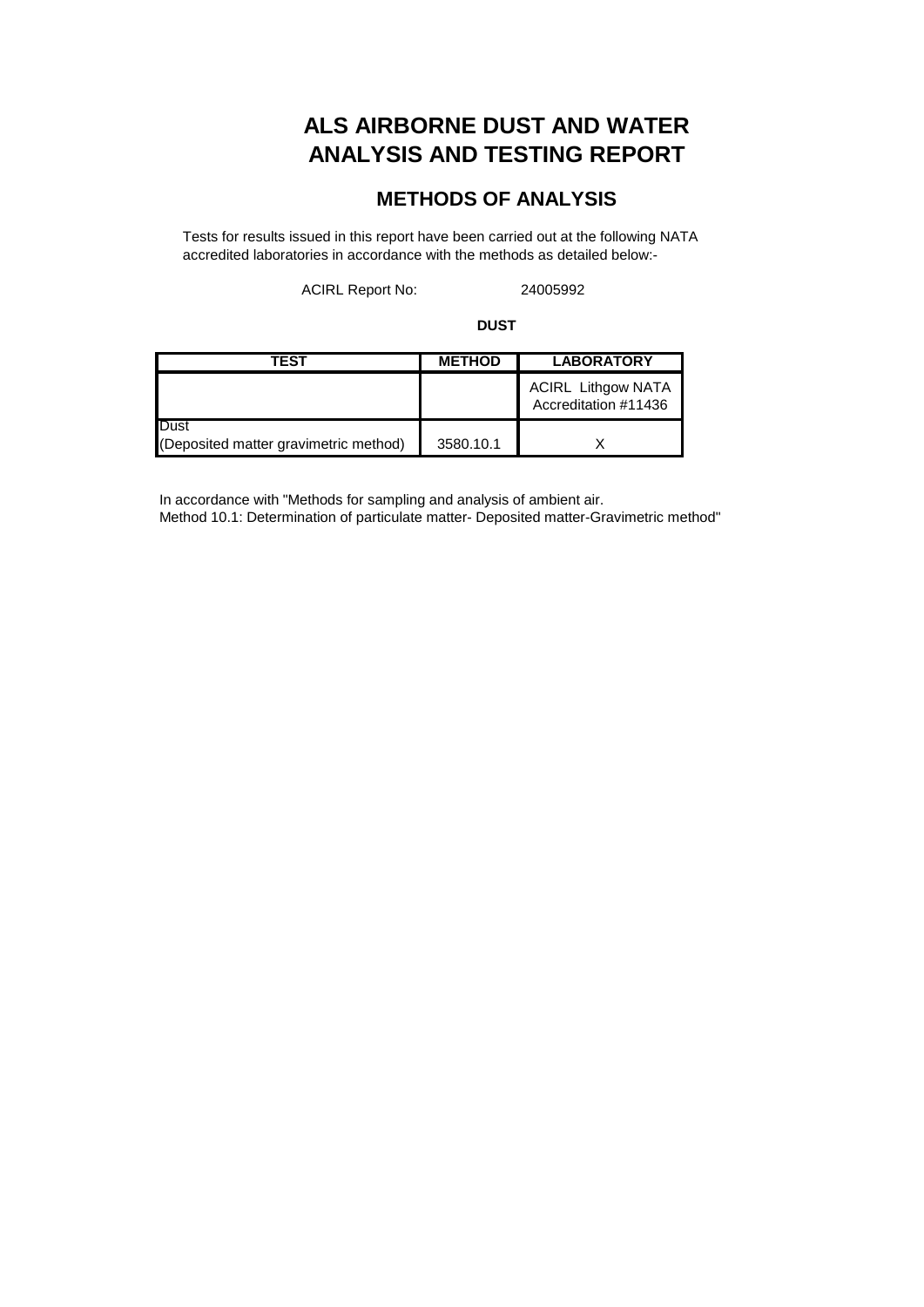# ALS AIRBORNE DUST AND WATER ANALYSIS AND TESTING REPORT

## METHODS OF ANALYSIS

Tests for results issued in this report have been carried out at the following NATA accredited laboratories in accordance with the methods as detailed below:-

ACIRL Report No: 24005992

**DUST**

| TEST | METHOD | LABORATORY |
|---|---|---|
| | | ACIRL Lithgow NATA Accreditation #11436 |
| Dust (Deposited matter gravimetric method) | 3580.10.1 | X |

In accordance with "Methods for sampling and analysis of ambient air.
Method 10.1: Determination of particulate matter- Deposited matter-Gravimetric method"